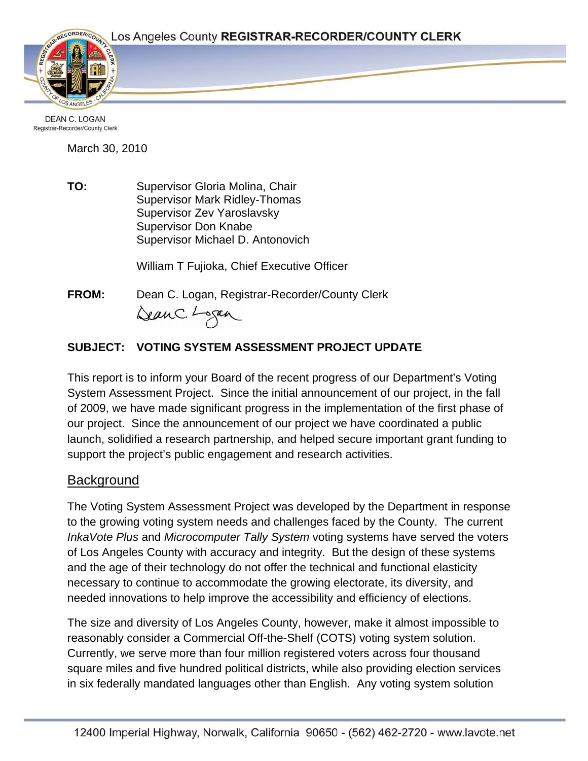Los Angeles County **REGISTRAR-RECORDER/COUNTY CLERK**

DEAN C. LOGAN
Registrar-Recorder/County Clerk

March 30, 2010

**TO:** Supervisor Gloria Molina, Chair
Supervisor Mark Ridley-Thomas
Supervisor Zev Yaroslavsky
Supervisor Don Knabe
Supervisor Michael D. Antonovich

William T Fujioka, Chief Executive Officer

**FROM:** Dean C. Logan, Registrar-Recorder/County Clerk

**SUBJECT: VOTING SYSTEM ASSESSMENT PROJECT UPDATE**

This report is to inform your Board of the recent progress of our Department's Voting System Assessment Project. Since the initial announcement of our project, in the fall of 2009, we have made significant progress in the implementation of the first phase of our project. Since the announcement of our project we have coordinated a public launch, solidified a research partnership, and helped secure important grant funding to support the project's public engagement and research activities.

## Background

The Voting System Assessment Project was developed by the Department in response to the growing voting system needs and challenges faced by the County. The current *InkaVote Plus* and *Microcomputer Tally System* voting systems have served the voters of Los Angeles County with accuracy and integrity. But the design of these systems and the age of their technology do not offer the technical and functional elasticity necessary to continue to accommodate the growing electorate, its diversity, and needed innovations to help improve the accessibility and efficiency of elections.

The size and diversity of Los Angeles County, however, make it almost impossible to reasonably consider a Commercial Off-the-Shelf (COTS) voting system solution. Currently, we serve more than four million registered voters across four thousand square miles and five hundred political districts, while also providing election services in six federally mandated languages other than English. Any voting system solution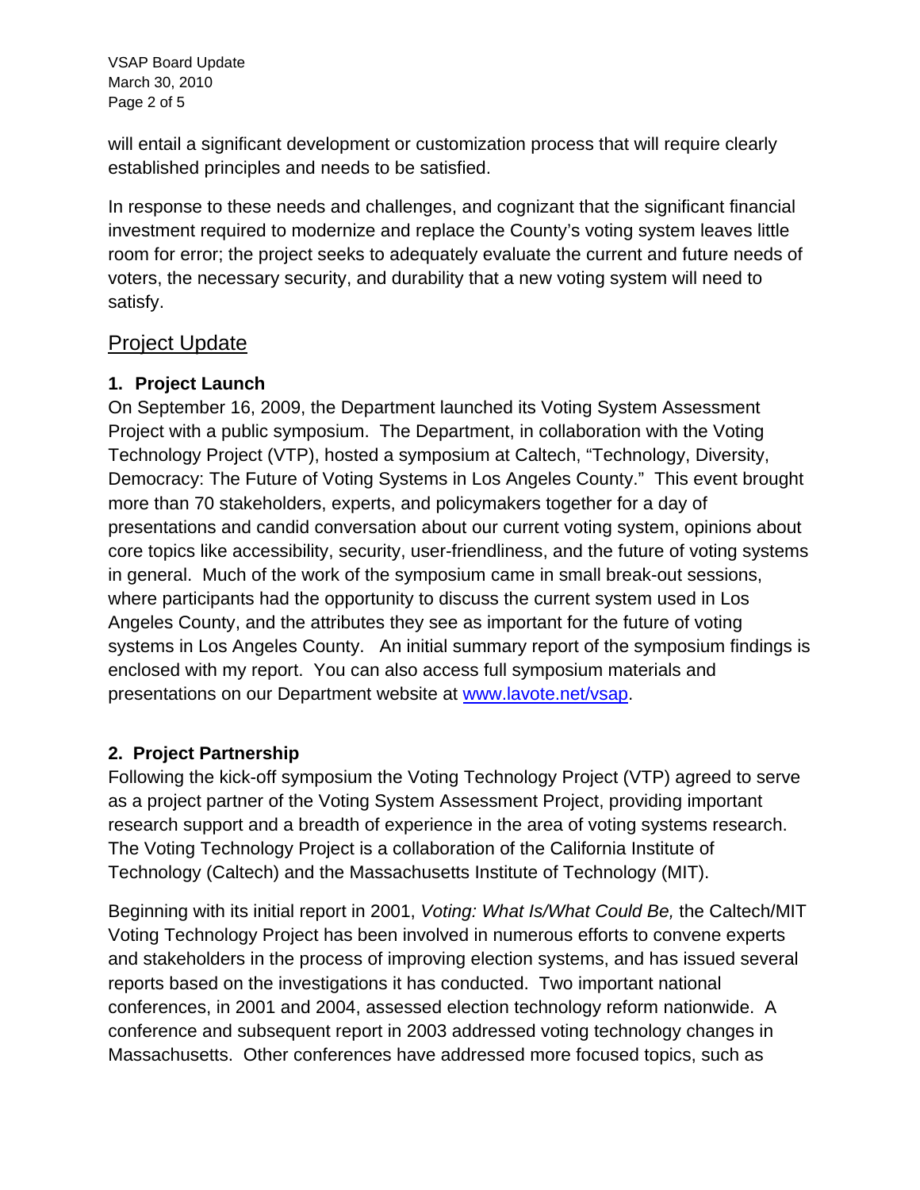will entail a significant development or customization process that will require clearly established principles and needs to be satisfied.

In response to these needs and challenges, and cognizant that the significant financial investment required to modernize and replace the County's voting system leaves little room for error; the project seeks to adequately evaluate the current and future needs of voters, the necessary security, and durability that a new voting system will need to satisfy.

## Project Update

### 1. Project Launch

On September 16, 2009, the Department launched its Voting System Assessment Project with a public symposium. The Department, in collaboration with the Voting Technology Project (VTP), hosted a symposium at Caltech, "Technology, Diversity, Democracy: The Future of Voting Systems in Los Angeles County." This event brought more than 70 stakeholders, experts, and policymakers together for a day of presentations and candid conversation about our current voting system, opinions about core topics like accessibility, security, user-friendliness, and the future of voting systems in general. Much of the work of the symposium came in small break-out sessions, where participants had the opportunity to discuss the current system used in Los Angeles County, and the attributes they see as important for the future of voting systems in Los Angeles County. An initial summary report of the symposium findings is enclosed with my report. You can also access full symposium materials and presentations on our Department website at [www.lavote.net/vsap](www.lavote.net/vsap).

### 2. Project Partnership

Following the kick-off symposium the Voting Technology Project (VTP) agreed to serve as a project partner of the Voting System Assessment Project, providing important research support and a breadth of experience in the area of voting systems research. The Voting Technology Project is a collaboration of the California Institute of Technology (Caltech) and the Massachusetts Institute of Technology (MIT).

Beginning with its initial report in 2001, *Voting: What Is/What Could Be,* the Caltech/MIT Voting Technology Project has been involved in numerous efforts to convene experts and stakeholders in the process of improving election systems, and has issued several reports based on the investigations it has conducted. Two important national conferences, in 2001 and 2004, assessed election technology reform nationwide. A conference and subsequent report in 2003 addressed voting technology changes in Massachusetts. Other conferences have addressed more focused topics, such as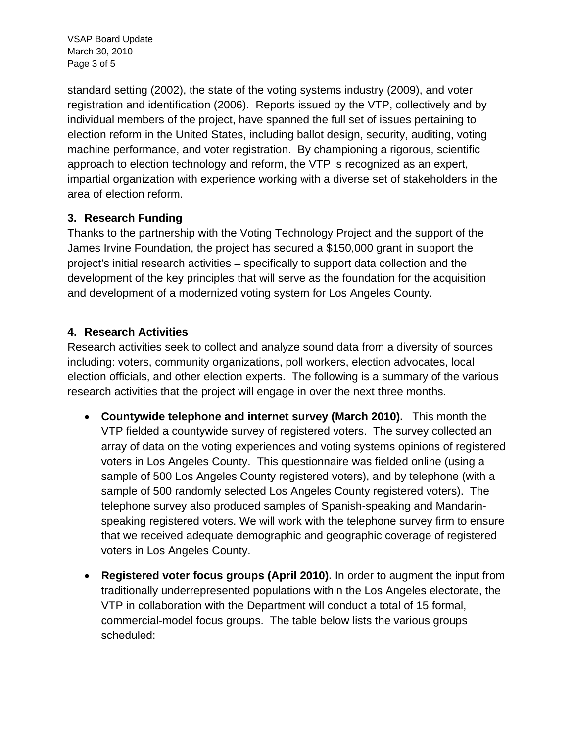standard setting (2002), the state of the voting systems industry (2009), and voter registration and identification (2006). Reports issued by the VTP, collectively and by individual members of the project, have spanned the full set of issues pertaining to election reform in the United States, including ballot design, security, auditing, voting machine performance, and voter registration. By championing a rigorous, scientific approach to election technology and reform, the VTP is recognized as an expert, impartial organization with experience working with a diverse set of stakeholders in the area of election reform.

### 3. Research Funding

Thanks to the partnership with the Voting Technology Project and the support of the James Irvine Foundation, the project has secured a $150,000 grant in support the project's initial research activities – specifically to support data collection and the development of the key principles that will serve as the foundation for the acquisition and development of a modernized voting system for Los Angeles County.

### 4. Research Activities

Research activities seek to collect and analyze sound data from a diversity of sources including: voters, community organizations, poll workers, election advocates, local election officials, and other election experts. The following is a summary of the various research activities that the project will engage in over the next three months.

- **Countywide telephone and internet survey (March 2010).** This month the VTP fielded a countywide survey of registered voters. The survey collected an array of data on the voting experiences and voting systems opinions of registered voters in Los Angeles County. This questionnaire was fielded online (using a sample of 500 Los Angeles County registered voters), and by telephone (with a sample of 500 randomly selected Los Angeles County registered voters). The telephone survey also produced samples of Spanish-speaking and Mandarin-speaking registered voters. We will work with the telephone survey firm to ensure that we received adequate demographic and geographic coverage of registered voters in Los Angeles County.

- **Registered voter focus groups (April 2010).** In order to augment the input from traditionally underrepresented populations within the Los Angeles electorate, the VTP in collaboration with the Department will conduct a total of 15 formal, commercial-model focus groups. The table below lists the various groups scheduled: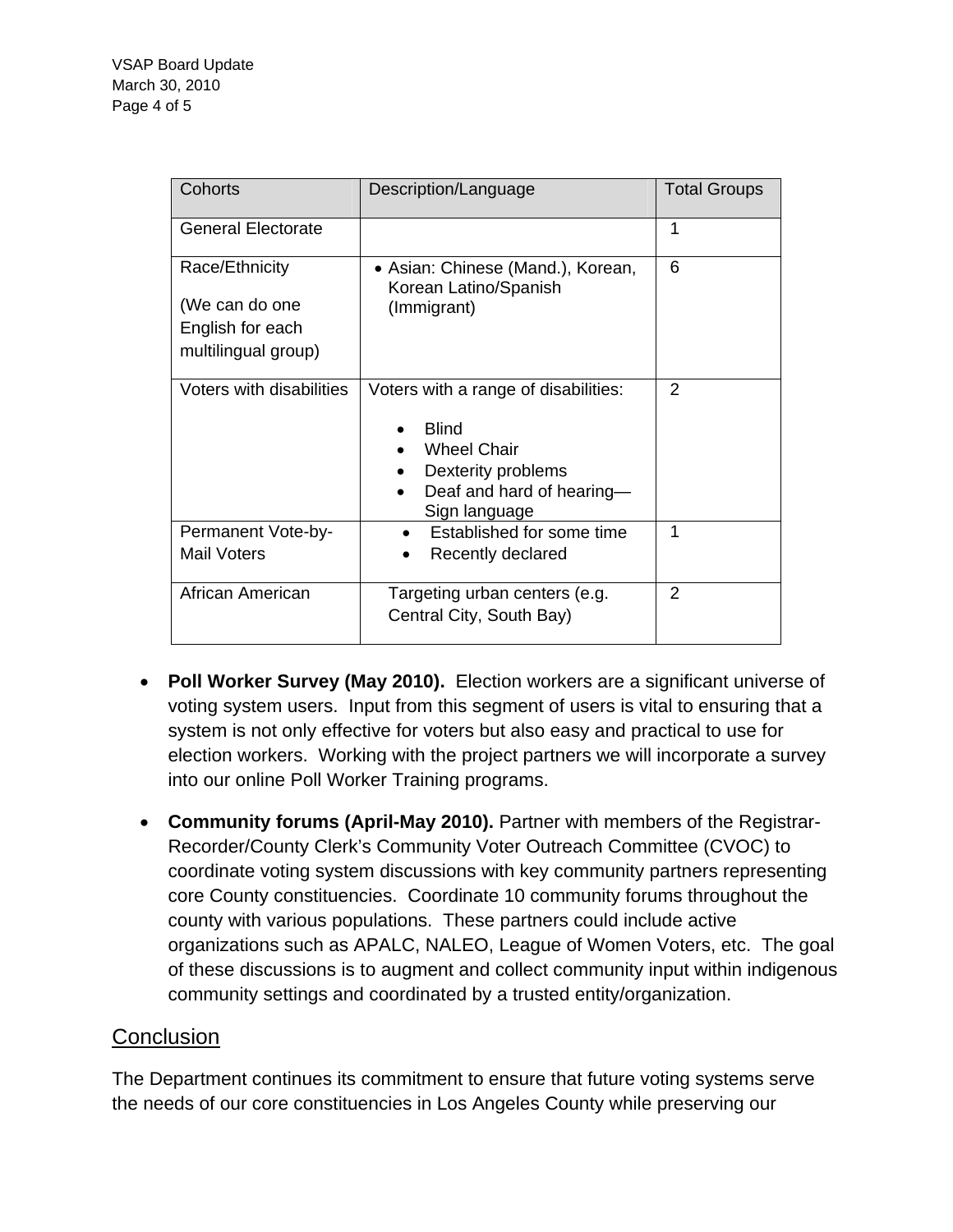| Cohorts | Description/Language | Total Groups |
|---|---|---|
| General Electorate | | 1 |
| Race/Ethnicity<br><br>(We can do one English for each multilingual group) | • Asian: Chinese (Mand.), Korean, Korean Latino/Spanish (Immigrant) | 6 |
| Voters with disabilities | Voters with a range of disabilities:<br><br>• Blind<br>• Wheel Chair<br>• Dexterity problems<br>• Deaf and hard of hearing—Sign language | 2 |
| Permanent Vote-by-Mail Voters | • Established for some time<br>• Recently declared | 1 |
| African American | Targeting urban centers (e.g. Central City, South Bay) | 2 |

- **Poll Worker Survey (May 2010).** Election workers are a significant universe of voting system users. Input from this segment of users is vital to ensuring that a system is not only effective for voters but also easy and practical to use for election workers. Working with the project partners we will incorporate a survey into our online Poll Worker Training programs.

- **Community forums (April-May 2010).** Partner with members of the Registrar-Recorder/County Clerk's Community Voter Outreach Committee (CVOC) to coordinate voting system discussions with key community partners representing core County constituencies. Coordinate 10 community forums throughout the county with various populations. These partners could include active organizations such as APALC, NALEO, League of Women Voters, etc. The goal of these discussions is to augment and collect community input within indigenous community settings and coordinated by a trusted entity/organization.

## Conclusion

The Department continues its commitment to ensure that future voting systems serve the needs of our core constituencies in Los Angeles County while preserving our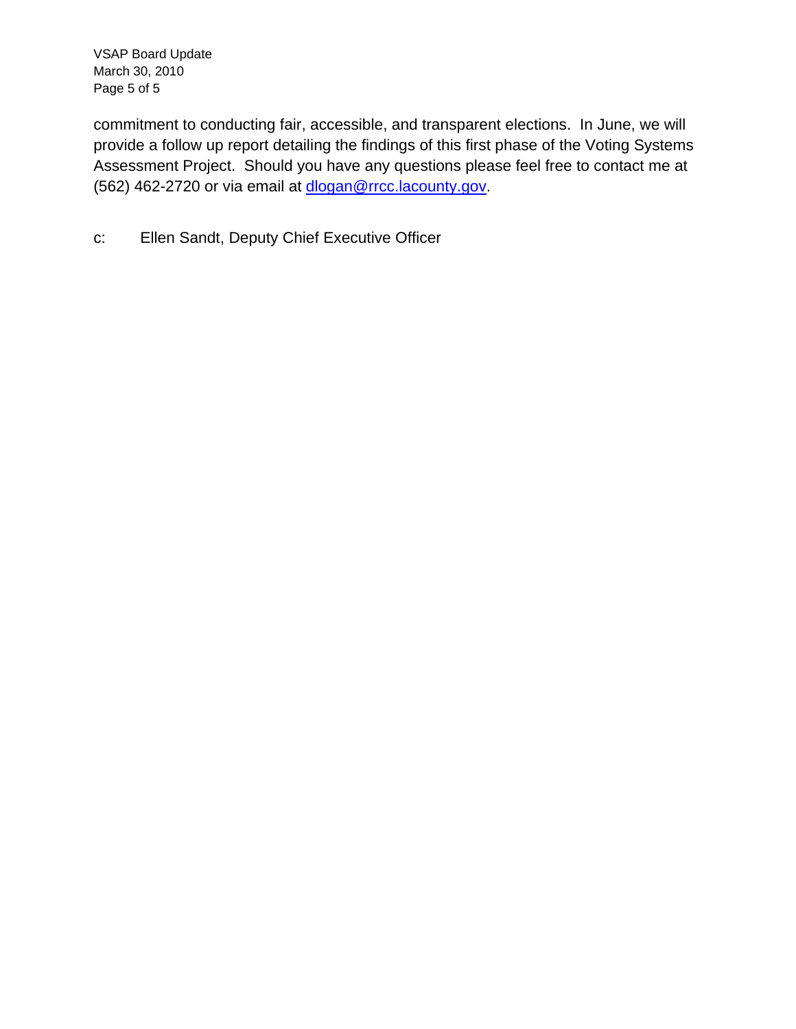commitment to conducting fair, accessible, and transparent elections. In June, we will provide a follow up report detailing the findings of this first phase of the Voting Systems Assessment Project. Should you have any questions please feel free to contact me at (562) 462-2720 or via email at dlogan@rrcc.lacounty.gov.

c: Ellen Sandt, Deputy Chief Executive Officer